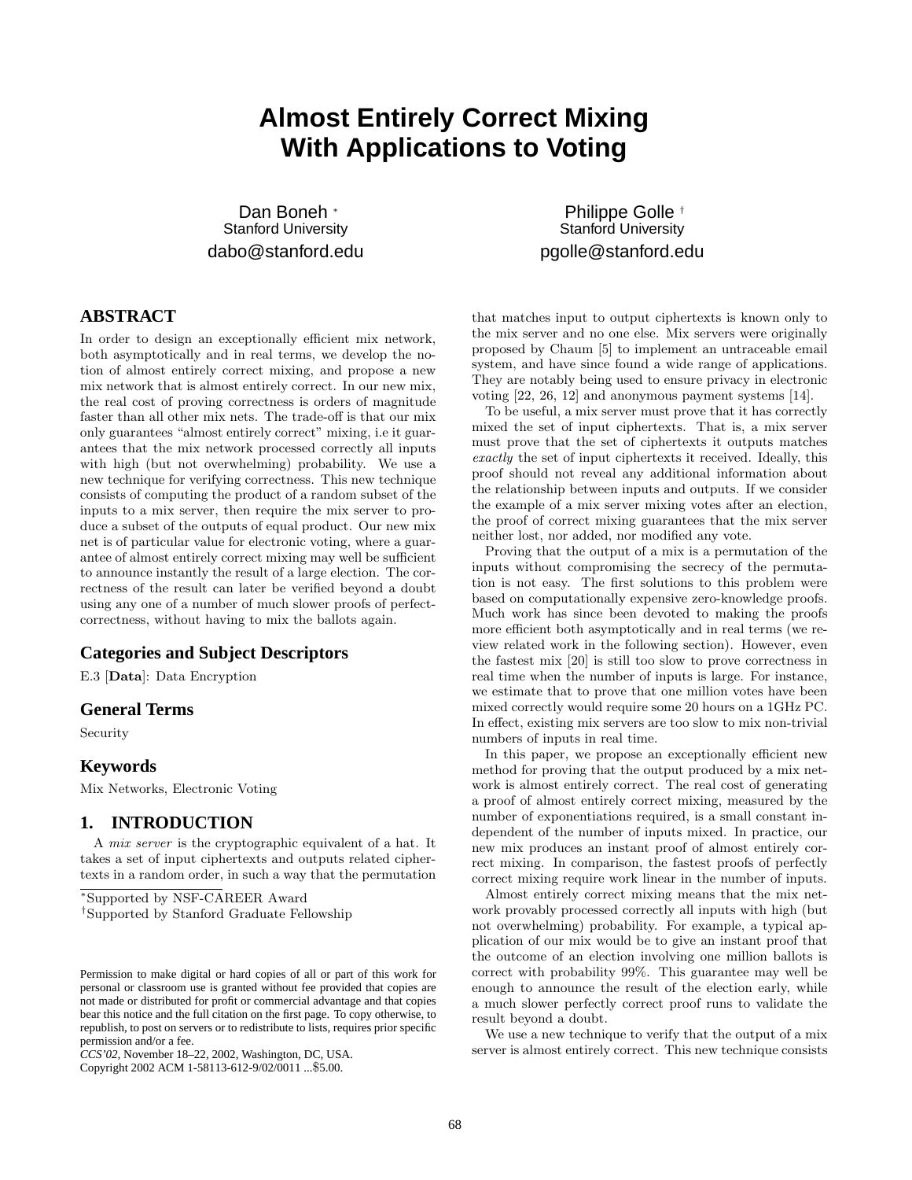# Almost Entirely Correct Mixing With Applications to Voting

Dan Boneh [*]
Stanford University
dabo@stanford.edu

Philippe Golle [†]
Stanford University
pgolle@stanford.edu

## ABSTRACT

In order to design an exceptionally efficient mix network, both asymptotically and in real terms, we develop the notion of almost entirely correct mixing, and propose a new mix network that is almost entirely correct. In our new mix, the real cost of proving correctness is orders of magnitude faster than all other mix nets. The trade-off is that our mix only guarantees "almost entirely correct" mixing, i.e it guarantees that the mix network processed correctly all inputs with high (but not overwhelming) probability. We use a new technique for verifying correctness. This new technique consists of computing the product of a random subset of the inputs to a mix server, then require the mix server to produce a subset of the outputs of equal product. Our new mix net is of particular value for electronic voting, where a guarantee of almost entirely correct mixing may well be sufficient to announce instantly the result of a large election. The correctness of the result can later be verified beyond a doubt using any one of a number of much slower proofs of perfect-correctness, without having to mix the ballots again.

### Categories and Subject Descriptors

E.3 [**Data**]: Data Encryption

### General Terms

Security

### Keywords

Mix Networks, Electronic Voting

## 1. INTRODUCTION

A *mix server* is the cryptographic equivalent of a hat. It takes a set of input ciphertexts and outputs related ciphertexts in a random order, in such a way that the permutation that matches input to output ciphertexts is known only to the mix server and no one else. Mix servers were originally proposed by Chaum [5] to implement an untraceable email system, and have since found a wide range of applications. They are notably being used to ensure privacy in electronic voting [22, 26, 12] and anonymous payment systems [14].

To be useful, a mix server must prove that it has correctly mixed the set of input ciphertexts. That is, a mix server must prove that the set of ciphertexts it outputs matches *exactly* the set of input ciphertexts it received. Ideally, this proof should not reveal any additional information about the relationship between inputs and outputs. If we consider the example of a mix server mixing votes after an election, the proof of correct mixing guarantees that the mix server neither lost, nor added, nor modified any vote.

Proving that the output of a mix is a permutation of the inputs without compromising the secrecy of the permutation is not easy. The first solutions to this problem were based on computationally expensive zero-knowledge proofs. Much work has since been devoted to making the proofs more efficient both asymptotically and in real terms (we review related work in the following section). However, even the fastest mix [20] is still too slow to prove correctness in real time when the number of inputs is large. For instance, we estimate that to prove that one million votes have been mixed correctly would require some 20 hours on a 1GHz PC. In effect, existing mix servers are too slow to mix non-trivial numbers of inputs in real time.

In this paper, we propose an exceptionally efficient new method for proving that the output produced by a mix network is almost entirely correct. The real cost of generating a proof of almost entirely correct mixing, measured by the number of exponentiations required, is a small constant independent of the number of inputs mixed. In practice, our new mix produces an instant proof of almost entirely correct mixing. In comparison, the fastest proofs of perfectly correct mixing require work linear in the number of inputs.

Almost entirely correct mixing means that the mix network provably processed correctly all inputs with high (but not overwhelming) probability. For example, a typical application of our mix would be to give an instant proof that the outcome of an election involving one million ballots is correct with probability 99%. This guarantee may well be enough to announce the result of the election early, while a much slower perfectly correct proof runs to validate the result beyond a doubt.

We use a new technique to verify that the output of a mix server is almost entirely correct. This new technique consists

[*] Supported by NSF-CAREER Award

[†] Supported by Stanford Graduate Fellowship

Permission to make digital or hard copies of all or part of this work for personal or classroom use is granted without fee provided that copies are not made or distributed for profit or commercial advantage and that copies bear this notice and the full citation on the first page. To copy otherwise, to republish, to post on servers or to redistribute to lists, requires prior specific permission and/or a fee.
*CCS'02*, November 18–22, 2002, Washington, DC, USA.
Copyright 2002 ACM 1-58113-612-9/02/0011 ...$5.00.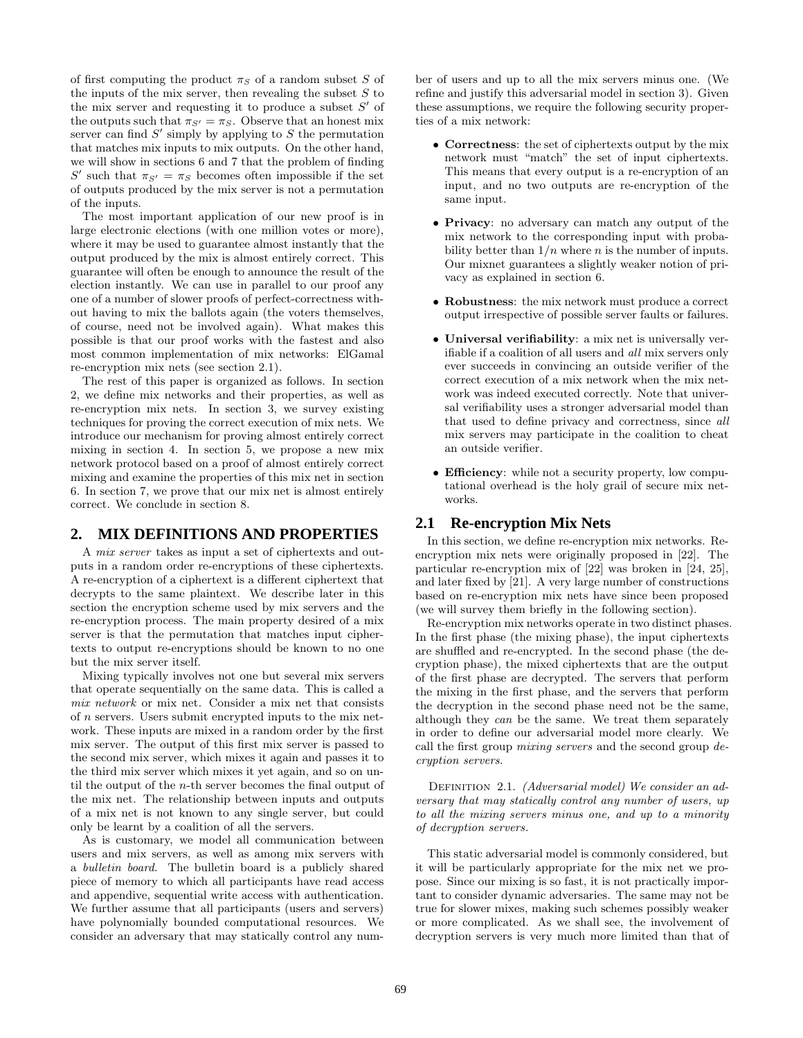of first computing the product $\pi_S$ of a random subset $S$ of the inputs of the mix server, then revealing the subset $S$ to the mix server and requesting it to produce a subset $S'$ of the outputs such that $\pi_{S'} = \pi_S$. Observe that an honest mix server can find $S'$ simply by applying to $S$ the permutation that matches mix inputs to mix outputs. On the other hand, we will show in sections 6 and 7 that the problem of finding $S'$ such that $\pi_{S'} = \pi_S$ becomes often impossible if the set of outputs produced by the mix server is not a permutation of the inputs.

The most important application of our new proof is in large electronic elections (with one million votes or more), where it may be used to guarantee almost instantly that the output produced by the mix is almost entirely correct. This guarantee will often be enough to announce the result of the election instantly. We can use in parallel to our proof any one of a number of slower proofs of perfect-correctness without having to mix the ballots again (the voters themselves, of course, need not be involved again). What makes this possible is that our proof works with the fastest and also most common implementation of mix networks: ElGamal re-encryption mix nets (see section 2.1).

The rest of this paper is organized as follows. In section 2, we define mix networks and their properties, as well as re-encryption mix nets. In section 3, we survey existing techniques for proving the correct execution of mix nets. We introduce our mechanism for proving almost entirely correct mixing in section 4. In section 5, we propose a new mix network protocol based on a proof of almost entirely correct mixing and examine the properties of this mix net in section 6. In section 7, we prove that our mix net is almost entirely correct. We conclude in section 8.

## 2. MIX DEFINITIONS AND PROPERTIES

A *mix server* takes as input a set of ciphertexts and outputs in a random order re-encryptions of these ciphertexts. A re-encryption of a ciphertext is a different ciphertext that decrypts to the same plaintext. We describe later in this section the encryption scheme used by mix servers and the re-encryption process. The main property desired of a mix server is that the permutation that matches input ciphertexts to output re-encryptions should be known to no one but the mix server itself.

Mixing typically involves not one but several mix servers that operate sequentially on the same data. This is called a *mix network* or mix net. Consider a mix net that consists of $n$ servers. Users submit encrypted inputs to the mix network. These inputs are mixed in a random order by the first mix server. The output of this first mix server is passed to the second mix server, which mixes it again and passes it to the third mix server which mixes it yet again, and so on until the output of the $n$-th server becomes the final output of the mix net. The relationship between inputs and outputs of a mix net is not known to any single server, but could only be learnt by a coalition of all the servers.

As is customary, we model all communication between users and mix servers, as well as among mix servers with a *bulletin board*. The bulletin board is a publicly shared piece of memory to which all participants have read access and appendive, sequential write access with authentication. We further assume that all participants (users and servers) have polynomially bounded computational resources. We consider an adversary that may statically control any number of users and up to all the mix servers minus one. (We refine and justify this adversarial model in section 3). Given these assumptions, we require the following security properties of a mix network:

- **Correctness**: the set of ciphertexts output by the mix network must "match" the set of input ciphertexts. This means that every output is a re-encryption of an input, and no two outputs are re-encryption of the same input.
- **Privacy**: no adversary can match any output of the mix network to the corresponding input with probability better than $1/n$ where $n$ is the number of inputs. Our mixnet guarantees a slightly weaker notion of privacy as explained in section 6.
- **Robustness**: the mix network must produce a correct output irrespective of possible server faults or failures.
- **Universal verifiability**: a mix net is universally verifiable if a coalition of all users and *all* mix servers only ever succeeds in convincing an outside verifier of the correct execution of a mix network when the mix network was indeed executed correctly. Note that universal verifiability uses a stronger adversarial model than that used to define privacy and correctness, since *all* mix servers may participate in the coalition to cheat an outside verifier.
- **Efficiency**: while not a security property, low computational overhead is the holy grail of secure mix networks.

### 2.1 Re-encryption Mix Nets

In this section, we define re-encryption mix networks. Re-encryption mix nets were originally proposed in [22]. The particular re-encryption mix of [22] was broken in [24, 25], and later fixed by [21]. A very large number of constructions based on re-encryption mix nets have since been proposed (we will survey them briefly in the following section).

Re-encryption mix networks operate in two distinct phases. In the first phase (the mixing phase), the input ciphertexts are shuffled and re-encrypted. In the second phase (the decryption phase), the mixed ciphertexts that are the output of the first phase are decrypted. The servers that perform the mixing in the first phase, and the servers that perform the decryption in the second phase need not be the same, although they *can* be the same. We treat them separately in order to define our adversarial model more clearly. We call the first group *mixing servers* and the second group *decryption servers*.

Definition 2.1. *(Adversarial model) We consider an adversary that may statically control any number of users, up to all the mixing servers minus one, and up to a minority of decryption servers.*

This static adversarial model is commonly considered, but it will be particularly appropriate for the mix net we propose. Since our mixing is so fast, it is not practically important to consider dynamic adversaries. The same may not be true for slower mixes, making such schemes possibly weaker or more complicated. As we shall see, the involvement of decryption servers is very much more limited than that of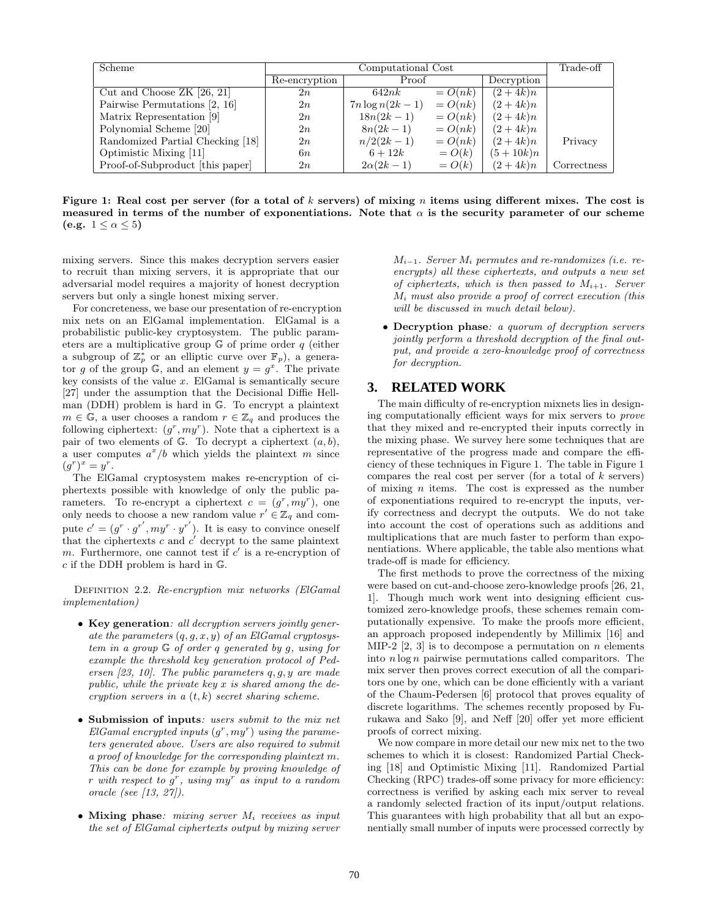| Scheme | Computational Cost | | | | Trade-off |
|---|---|---|---|---|---|
| | Re-encryption | Proof | | Decryption | |
| Cut and Choose ZK [26, 21] | $2n$ | $642nk$ | $= O(nk)$ | $(2+4k)n$ | |
| Pairwise Permutations [2, 16] | $2n$ | $7n \log n(2k-1)$ | $= O(nk)$ | $(2+4k)n$ | |
| Matrix Representation [9] | $2n$ | $18n(2k-1)$ | $= O(nk)$ | $(2+4k)n$ | |
| Polynomial Scheme [20] | $2n$ | $8n(2k-1)$ | $= O(nk)$ | $(2+4k)n$ | |
| Randomized Partial Checking [18] | $2n$ | $n/2(2k-1)$ | $= O(nk)$ | $(2+4k)n$ | Privacy |
| Optimistic Mixing [11] | $6n$ | $6+12k$ | $= O(k)$ | $(5+10k)n$ | |
| Proof-of-Subproduct [this paper] | $2n$ | $2\alpha(2k-1)$ | $= O(k)$ | $(2+4k)n$ | Correctness |

**Figure 1: Real cost per server (for a total of $k$ servers) of mixing $n$ items using different mixes. The cost is measured in terms of the number of exponentiations. Note that $\alpha$ is the security parameter of our scheme (e.g. $1 \leq \alpha \leq 5$)**

mixing servers. Since this makes decryption servers easier to recruit than mixing servers, it is appropriate that our adversarial model requires a majority of honest decryption servers but only a single honest mixing server.

For concreteness, we base our presentation of re-encryption mix nets on an ElGamal implementation. ElGamal is a probabilistic public-key cryptosystem. The public parameters are a multiplicative group $\mathbb{G}$ of prime order $q$ (either a subgroup of $\mathbb{Z}_p^*$ or an elliptic curve over $\mathbb{F}_p$), a generator $g$ of the group $\mathbb{G}$, and an element $y = g^x$. The private key consists of the value $x$. ElGamal is semantically secure [27] under the assumption that the Decisional Diffie Hellman (DDH) problem is hard in $\mathbb{G}$. To encrypt a plaintext $m \in \mathbb{G}$, a user chooses a random $r \in \mathbb{Z}_q$ and produces the following ciphertext: $(g^r, my^r)$. Note that a ciphertext is a pair of two elements of $\mathbb{G}$. To decrypt a ciphertext $(a, b)$, a user computes $a^x/b$ which yields the plaintext $m$ since $(g^r)^x = y^r$.

The ElGamal cryptosystem makes re-encryption of ciphertexts possible with knowledge of only the public parameters. To re-encrypt a ciphertext $c = (g^r, my^r)$, one only needs to choose a new random value $r' \in \mathbb{Z}_q$ and compute $c' = (g^r \cdot g^{r'}, my^r \cdot y^{r'})$. It is easy to convince oneself that the ciphertexts $c$ and $c'$ decrypt to the same plaintext $m$. Furthermore, one cannot test if $c'$ is a re-encryption of $c$ if the DDH problem is hard in $\mathbb{G}$.

Definition 2.2. *Re-encryption mix networks (ElGamal implementation)*

- **Key generation**: *all decryption servers jointly generate the parameters $(q, g, x, y)$ of an ElGamal cryptosystem in a group $\mathbb{G}$ of order $q$ generated by $g$, using for example the threshold key generation protocol of Pedersen [23, 10]. The public parameters $q, g, y$ are made public, while the private key $x$ is shared among the decryption servers in a $(t, k)$ secret sharing scheme.*
- **Submission of inputs**: *users submit to the mix net ElGamal encrypted inputs $(g^r, my^r)$ using the parameters generated above. Users are also required to submit a proof of knowledge for the corresponding plaintext $m$. This can be done for example by proving knowledge of $r$ with respect to $g^r$, using $my^r$ as input to a random oracle (see [13, 27]).*
- **Mixing phase**: *mixing server $M_i$ receives as input the set of ElGamal ciphertexts output by mixing server $M_{i-1}$. Server $M_i$ permutes and re-randomizes (i.e. re-encrypts) all these ciphertexts, and outputs a new set of ciphertexts, which is then passed to $M_{i+1}$. Server $M_i$ must also provide a proof of correct execution (this will be discussed in much detail below).*
- **Decryption phase**: *a quorum of decryption servers jointly perform a threshold decryption of the final output, and provide a zero-knowledge proof of correctness for decryption.*

## 3. RELATED WORK

The main difficulty of re-encryption mixnets lies in designing computationally efficient ways for mix servers to *prove* that they mixed and re-encrypted their inputs correctly in the mixing phase. We survey here some techniques that are representative of the progress made and compare the efficiency of these techniques in Figure 1. The table in Figure 1 compares the real cost per server (for a total of $k$ servers) of mixing $n$ items. The cost is expressed as the number of exponentiations required to re-encrypt the inputs, verify correctness and decrypt the outputs. We do not take into account the cost of operations such as additions and multiplications that are much faster to perform than exponentiations. Where applicable, the table also mentions what trade-off is made for efficiency.

The first methods to prove the correctness of the mixing were based on cut-and-choose zero-knowledge proofs [26, 21, 1]. Though much work went into designing efficient customized zero-knowledge proofs, these schemes remain computationally expensive. To make the proofs more efficient, an approach proposed independently by Millimix [16] and MIP-2 [2, 3] is to decompose a permutation on $n$ elements into $n \log n$ pairwise permutations called comparitors. The mix server then proves correct execution of all the comparitors one by one, which can be done efficiently with a variant of the Chaum-Pedersen [6] protocol that proves equality of discrete logarithms. The schemes recently proposed by Furukawa and Sako [9], and Neff [20] offer yet more efficient proofs of correct mixing.

We now compare in more detail our new mix net to the two schemes to which it is closest: Randomized Partial Checking [18] and Optimistic Mixing [11]. Randomized Partial Checking (RPC) trades-off some privacy for more efficiency: correctness is verified by asking each mix server to reveal a randomly selected fraction of its input/output relations. This guarantees with high probability that all but an exponentially small number of inputs were processed correctly by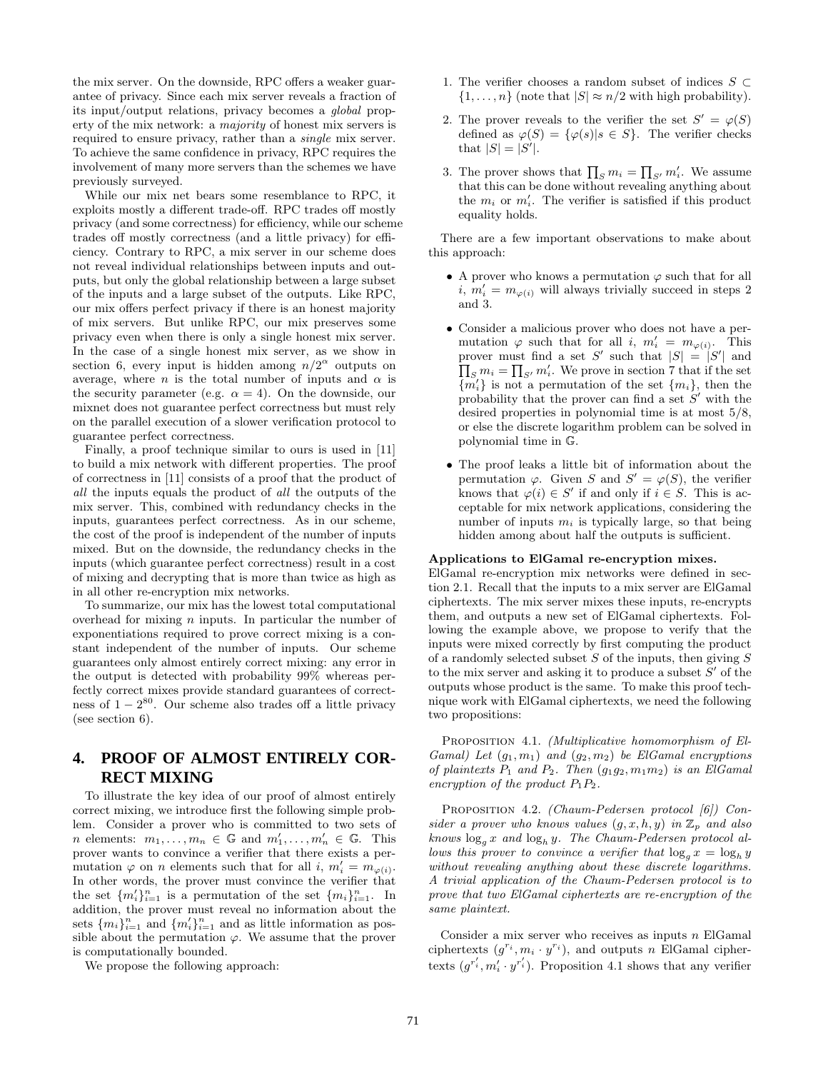the mix server. On the downside, RPC offers a weaker guarantee of privacy. Since each mix server reveals a fraction of its input/output relations, privacy becomes a *global* property of the mix network: a *majority* of honest mix servers is required to ensure privacy, rather than a *single* mix server. To achieve the same confidence in privacy, RPC requires the involvement of many more servers than the schemes we have previously surveyed.

While our mix net bears some resemblance to RPC, it exploits mostly a different trade-off. RPC trades off mostly privacy (and some correctness) for efficiency, while our scheme trades off mostly correctness (and a little privacy) for efficiency. Contrary to RPC, a mix server in our scheme does not reveal individual relationships between inputs and outputs, but only the global relationship between a large subset of the inputs and a large subset of the outputs. Like RPC, our mix offers perfect privacy if there is an honest majority of mix servers. But unlike RPC, our mix preserves some privacy even when there is only a single honest mix server. In the case of a single honest mix server, as we show in section 6, every input is hidden among $n/2^{\alpha}$ outputs on average, where $n$ is the total number of inputs and $\alpha$ is the security parameter (e.g. $\alpha = 4$). On the downside, our mixnet does not guarantee perfect correctness but must rely on the parallel execution of a slower verification protocol to guarantee perfect correctness.

Finally, a proof technique similar to ours is used in [11] to build a mix network with different properties. The proof of correctness in [11] consists of a proof that the product of *all* the inputs equals the product of *all* the outputs of the mix server. This, combined with redundancy checks in the inputs, guarantees perfect correctness. As in our scheme, the cost of the proof is independent of the number of inputs mixed. But on the downside, the redundancy checks in the inputs (which guarantee perfect correctness) result in a cost of mixing and decrypting that is more than twice as high as in all other re-encryption mix networks.

To summarize, our mix has the lowest total computational overhead for mixing $n$ inputs. In particular the number of exponentiations required to prove correct mixing is a constant independent of the number of inputs. Our scheme guarantees only almost entirely correct mixing: any error in the output is detected with probability 99% whereas perfectly correct mixes provide standard guarantees of correctness of $1 - 2^{80}$. Our scheme also trades off a little privacy (see section 6).

## 4. PROOF OF ALMOST ENTIRELY CORRECT MIXING

To illustrate the key idea of our proof of almost entirely correct mixing, we introduce first the following simple problem. Consider a prover who is committed to two sets of $n$ elements: $m_1, \ldots, m_n \in \mathbb{G}$ and $m'_1, \ldots, m'_n \in \mathbb{G}$. This prover wants to convince a verifier that there exists a permutation $\varphi$ on $n$ elements such that for all $i$, $m'_i = m_{\varphi(i)}$. In other words, the prover must convince the verifier that the set $\{m'_i\}_{i=1}^n$ is a permutation of the set $\{m_i\}_{i=1}^n$. In addition, the prover must reveal no information about the sets $\{m_i\}_{i=1}^n$ and $\{m'_i\}_{i=1}^n$ and as little information as possible about the permutation $\varphi$. We assume that the prover is computationally bounded.

We propose the following approach:

1. The verifier chooses a random subset of indices $S \subset \{1, \ldots, n\}$ (note that $|S| \approx n/2$ with high probability).
2. The prover reveals to the verifier the set $S' = \varphi(S)$ defined as $\varphi(S) = \{\varphi(s)|s \in S\}$. The verifier checks that $|S| = |S'|$.
3. The prover shows that $\prod_S m_i = \prod_{S'} m'_i$. We assume that this can be done without revealing anything about the $m_i$ or $m'_i$. The verifier is satisfied if this product equality holds.

There are a few important observations to make about this approach:

- A prover who knows a permutation $\varphi$ such that for all $i$, $m'_i = m_{\varphi(i)}$ will always trivially succeed in steps 2 and 3.
- Consider a malicious prover who does not have a permutation $\varphi$ such that for all $i$, $m'_i = m_{\varphi(i)}$. This prover must find a set $S'$ such that $|S| = |S'|$ and $\prod_S m_i = \prod_{S'} m'_i$. We prove in section 7 that if the set $\{m'_i\}$ is not a permutation of the set $\{m_i\}$, then the probability that the prover can find a set $S'$ with the desired properties in polynomial time is at most 5/8, or else the discrete logarithm problem can be solved in polynomial time in $\mathbb{G}$.
- The proof leaks a little bit of information about the permutation $\varphi$. Given $S$ and $S' = \varphi(S)$, the verifier knows that $\varphi(i) \in S'$ if and only if $i \in S$. This is acceptable for mix network applications, considering the number of inputs $m_i$ is typically large, so that being hidden among about half the outputs is sufficient.

**Applications to ElGamal re-encryption mixes.**
ElGamal re-encryption mix networks were defined in section 2.1. Recall that the inputs to a mix server are ElGamal ciphertexts. The mix server mixes these inputs, re-encrypts them, and outputs a new set of ElGamal ciphertexts. Following the example above, we propose to verify that the inputs were mixed correctly by first computing the product of a randomly selected subset $S$ of the inputs, then giving $S$ to the mix server and asking it to produce a subset $S'$ of the outputs whose product is the same. To make this proof technique work with ElGamal ciphertexts, we need the following two propositions:

PROPOSITION 4.1. *(Multiplicative homomorphism of ElGamal) Let $(g_1, m_1)$ and $(g_2, m_2)$ be ElGamal encryptions of plaintexts $P_1$ and $P_2$. Then $(g_1g_2, m_1m_2)$ is an ElGamal encryption of the product $P_1P_2$.*

PROPOSITION 4.2. *(Chaum-Pedersen protocol [6]) Consider a prover who knows values $(g, x, h, y)$ in $\mathbb{Z}_p$ and also knows $\log_g x$ and $\log_h y$. The Chaum-Pedersen protocol allows this prover to convince a verifier that $\log_g x = \log_h y$ without revealing anything about these discrete logarithms. A trivial application of the Chaum-Pedersen protocol is to prove that two ElGamal ciphertexts are re-encryption of the same plaintext.*

Consider a mix server who receives as inputs $n$ ElGamal ciphertexts $(g^{r_i}, m_i \cdot y^{r_i})$, and outputs $n$ ElGamal ciphertexts $(g^{r'_i}, m'_i \cdot y^{r'_i})$. Proposition 4.1 shows that any verifier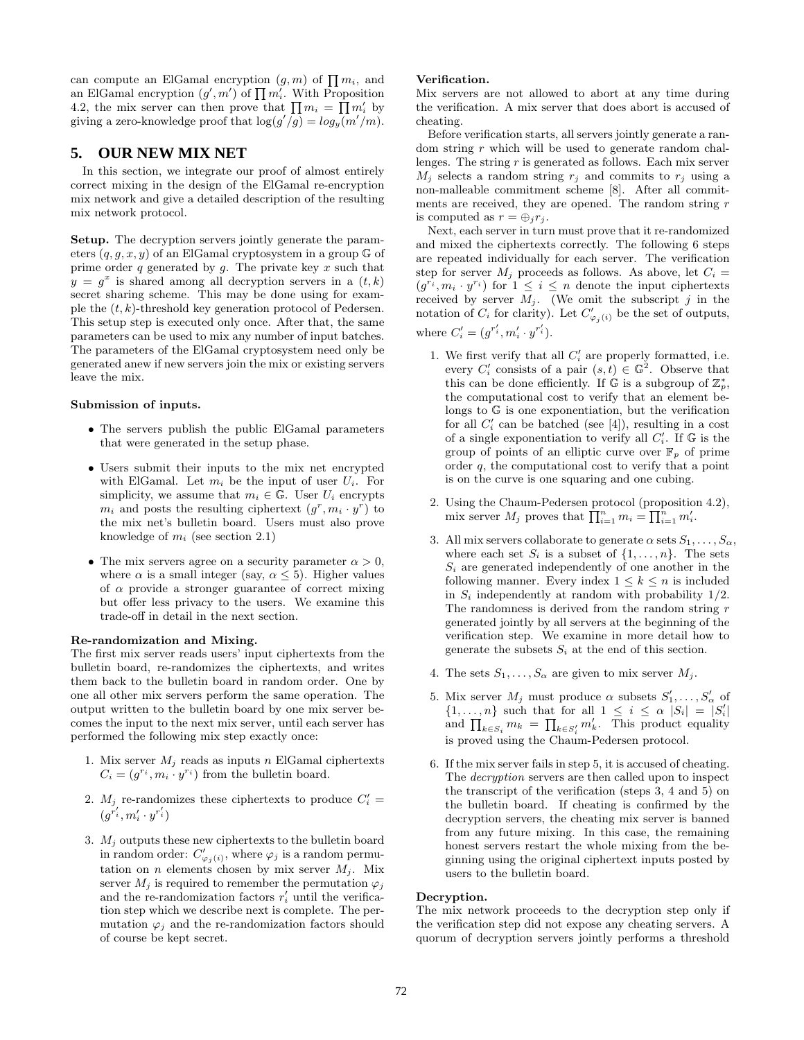can compute an ElGamal encryption $(g, m)$ of $\prod m_i$, and an ElGamal encryption $(g', m')$ of $\prod m'_i$. With Proposition 4.2, the mix server can then prove that $\prod m_i = \prod m'_i$ by giving a zero-knowledge proof that $\log(g'/g) = log_y(m'/m)$.

## 5. OUR NEW MIX NET

In this section, we integrate our proof of almost entirely correct mixing in the design of the ElGamal re-encryption mix network and give a detailed description of the resulting mix network protocol.

**Setup.** The decryption servers jointly generate the parameters $(q, g, x, y)$ of an ElGamal cryptosystem in a group $\mathbb{G}$ of prime order $q$ generated by $g$. The private key $x$ such that $y = g^x$ is shared among all decryption servers in a $(t, k)$ secret sharing scheme. This may be done using for example the $(t, k)$-threshold key generation protocol of Pedersen. This setup step is executed only once. After that, the same parameters can be used to mix any number of input batches. The parameters of the ElGamal cryptosystem need only be generated anew if new servers join the mix or existing servers leave the mix.

**Submission of inputs.**

- The servers publish the public ElGamal parameters that were generated in the setup phase.
- Users submit their inputs to the mix net encrypted with ElGamal. Let $m_i$ be the input of user $U_i$. For simplicity, we assume that $m_i \in \mathbb{G}$. User $U_i$ encrypts $m_i$ and posts the resulting ciphertext $(g^r, m_i \cdot y^r)$ to the mix net's bulletin board. Users must also prove knowledge of $m_i$ (see section 2.1)
- The mix servers agree on a security parameter $\alpha > 0$, where $\alpha$ is a small integer (say, $\alpha \leq 5$). Higher values of $\alpha$ provide a stronger guarantee of correct mixing but offer less privacy to the users. We examine this trade-off in detail in the next section.

**Re-randomization and Mixing.**
The first mix server reads users' input ciphertexts from the bulletin board, re-randomizes the ciphertexts, and writes them back to the bulletin board in random order. One by one all other mix servers perform the same operation. The output written to the bulletin board by one mix server becomes the input to the next mix server, until each server has performed the following mix step exactly once:

1. Mix server $M_j$ reads as inputs $n$ ElGamal ciphertexts $C_i = (g^{r_i}, m_i \cdot y^{r_i})$ from the bulletin board.
2. $M_j$ re-randomizes these ciphertexts to produce $C'_i = (g^{r'_i}, m'_i \cdot y^{r'_i})$
3. $M_j$ outputs these new ciphertexts to the bulletin board in random order: $C'_{\varphi_j(i)}$, where $\varphi_j$ is a random permutation on $n$ elements chosen by mix server $M_j$. Mix server $M_j$ is required to remember the permutation $\varphi_j$ and the re-randomization factors $r'_i$ until the verification step which we describe next is complete. The permutation $\varphi_j$ and the re-randomization factors should of course be kept secret.

**Verification.**
Mix servers are not allowed to abort at any time during the verification. A mix server that does abort is accused of cheating.

Before verification starts, all servers jointly generate a random string $r$ which will be used to generate random challenges. The string $r$ is generated as follows. Each mix server $M_j$ selects a random string $r_j$ and commits to $r_j$ using a non-malleable commitment scheme [8]. After all commitments are received, they are opened. The random string $r$ is computed as $r = \oplus_j r_j$.

Next, each server in turn must prove that it re-randomized and mixed the ciphertexts correctly. The following 6 steps are repeated individually for each server. The verification step for server $M_j$ proceeds as follows. As above, let $C_i = (g^{r_i}, m_i \cdot y^{r_i})$ for $1 \leq i \leq n$ denote the input ciphertexts received by server $M_j$. (We omit the subscript $j$ in the notation of $C_i$ for clarity). Let $C'_{\varphi_j(i)}$ be the set of outputs, where $C'_i = (g^{r'_i}, m'_i \cdot y^{r'_i})$.

1. We first verify that all $C'_i$ are properly formatted, i.e. every $C'_i$ consists of a pair $(s, t) \in \mathbb{G}^2$. Observe that this can be done efficiently. If $\mathbb{G}$ is a subgroup of $\mathbb{Z}_p^*$, the computational cost to verify that an element belongs to $\mathbb{G}$ is one exponentiation, but the verification for all $C'_i$ can be batched (see [4]), resulting in a cost of a single exponentiation to verify all $C'_i$. If $\mathbb{G}$ is the group of points of an elliptic curve over $\mathbb{F}_p$ of prime order $q$, the computational cost to verify that a point is on the curve is one squaring and one cubing.
2. Using the Chaum-Pedersen protocol (proposition 4.2), mix server $M_j$ proves that $\prod_{i=1}^n m_i = \prod_{i=1}^n m'_i$.
3. All mix servers collaborate to generate $\alpha$ sets $S_1, \ldots, S_\alpha$, where each set $S_i$ is a subset of $\{1, \ldots, n\}$. The sets $S_i$ are generated independently of one another in the following manner. Every index $1 \leq k \leq n$ is included in $S_i$ independently at random with probability 1/2. The randomness is derived from the random string $r$ generated jointly by all servers at the beginning of the verification step. We examine in more detail how to generate the subsets $S_i$ at the end of this section.
4. The sets $S_1, \ldots, S_\alpha$ are given to mix server $M_j$.
5. Mix server $M_j$ must produce $\alpha$ subsets $S'_1, \ldots, S'_\alpha$ of $\{1, \ldots, n\}$ such that for all $1 \leq i \leq \alpha$ $|S_i| = |S'_i|$ and $\prod_{k \in S_i} m_k = \prod_{k \in S'_i} m'_k$. This product equality is proved using the Chaum-Pedersen protocol.
6. If the mix server fails in step 5, it is accused of cheating. The *decryption* servers are then called upon to inspect the transcript of the verification (steps 3, 4 and 5) on the bulletin board. If cheating is confirmed by the decryption servers, the cheating mix server is banned from any future mixing. In this case, the remaining honest servers restart the whole mixing from the beginning using the original ciphertext inputs posted by users to the bulletin board.

**Decryption.**
The mix network proceeds to the decryption step only if the verification step did not expose any cheating servers. A quorum of decryption servers jointly performs a threshold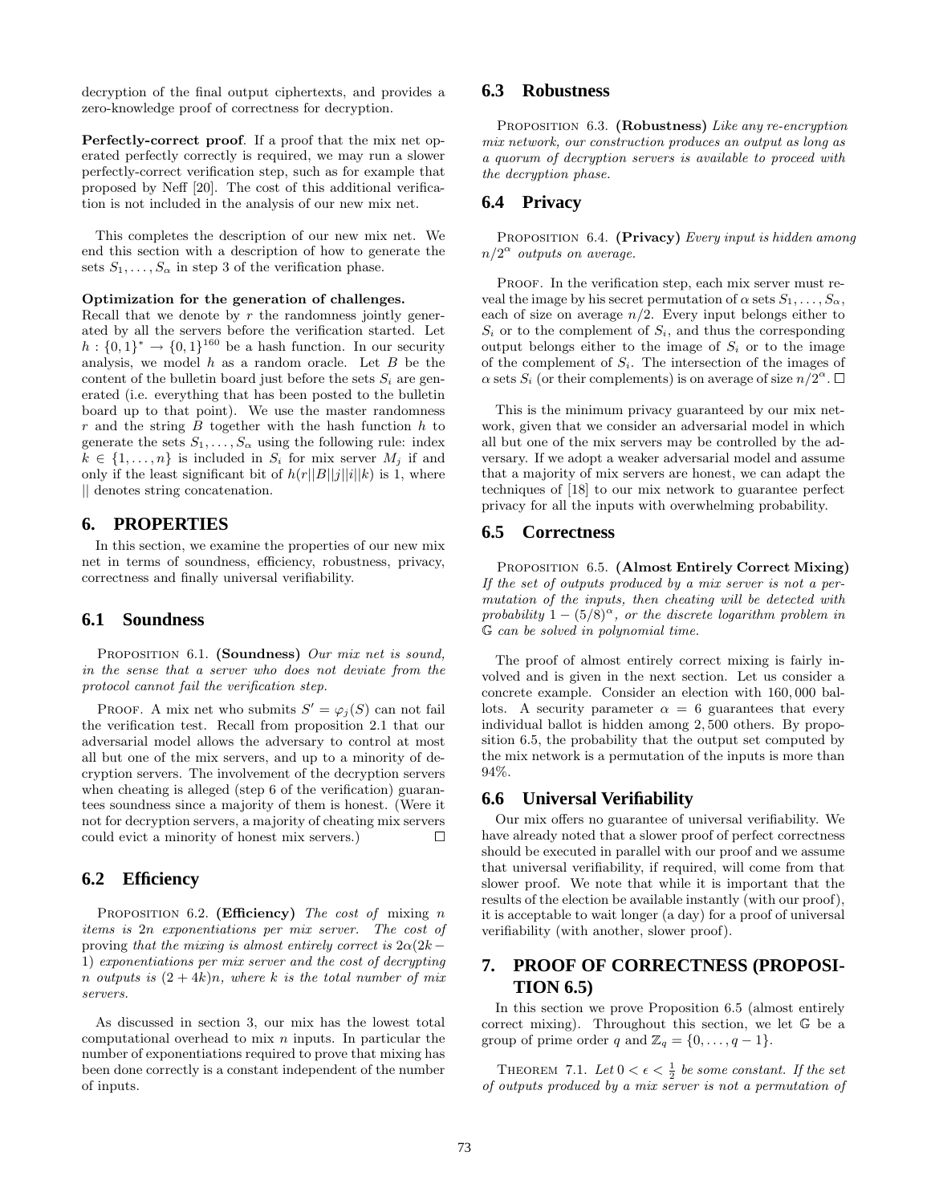decryption of the final output ciphertexts, and provides a zero-knowledge proof of correctness for decryption.

**Perfectly-correct proof**. If a proof that the mix net operated perfectly correctly is required, we may run a slower perfectly-correct verification step, such as for example that proposed by Neff [20]. The cost of this additional verification is not included in the analysis of our new mix net.

This completes the description of our new mix net. We end this section with a description of how to generate the sets $S_1, \ldots, S_\alpha$ in step 3 of the verification phase.

**Optimization for the generation of challenges.**
Recall that we denote by $r$ the randomness jointly generated by all the servers before the verification started. Let $h : \{0,1\}^* \to \{0,1\}^{160}$ be a hash function. In our security analysis, we model $h$ as a random oracle. Let $B$ be the content of the bulletin board just before the sets $S_i$ are generated (i.e. everything that has been posted to the bulletin board up to that point). We use the master randomness $r$ and the string $B$ together with the hash function $h$ to generate the sets $S_1, \ldots, S_\alpha$ using the following rule: index $k \in \{1, \ldots, n\}$ is included in $S_i$ for mix server $M_j$ if and only if the least significant bit of $h(r||B||j||i||k)$ is 1, where $||$ denotes string concatenation.

## 6. PROPERTIES

In this section, we examine the properties of our new mix net in terms of soundness, efficiency, robustness, privacy, correctness and finally universal verifiability.

### 6.1 Soundness

Proposition 6.1. **(Soundness)** *Our mix net is sound, in the sense that a server who does not deviate from the protocol cannot fail the verification step.*

Proof. A mix net who submits $S' = \varphi_j(S)$ can not fail the verification test. Recall from proposition 2.1 that our adversarial model allows the adversary to control at most all but one of the mix servers, and up to a minority of decryption servers. The involvement of the decryption servers when cheating is alleged (step 6 of the verification) guarantees soundness since a majority of them is honest. (Were it not for decryption servers, a majority of cheating mix servers could evict a minority of honest mix servers.) □

### 6.2 Efficiency

Proposition 6.2. **(Efficiency)** *The cost of* mixing $n$ *items is* $2n$ *exponentiations per mix server. The cost of* proving *that the mixing is almost entirely correct is* $2\alpha(2k-1)$ *exponentiations per mix server and the cost of decrypting* $n$ *outputs is* $(2+4k)n$*, where* $k$ *is the total number of mix servers.*

As discussed in section 3, our mix has the lowest total computational overhead to mix $n$ inputs. In particular the number of exponentiations required to prove that mixing has been done correctly is a constant independent of the number of inputs.

### 6.3 Robustness

Proposition 6.3. **(Robustness)** *Like any re-encryption mix network, our construction produces an output as long as a quorum of decryption servers is available to proceed with the decryption phase.*

### 6.4 Privacy

Proposition 6.4. **(Privacy)** *Every input is hidden among* $n/2^\alpha$ *outputs on average.*

Proof. In the verification step, each mix server must reveal the image by his secret permutation of $\alpha$ sets $S_1, \ldots, S_\alpha$, each of size on average $n/2$. Every input belongs either to $S_i$ or to the complement of $S_i$, and thus the corresponding output belongs either to the image of $S_i$ or to the image of the complement of $S_i$. The intersection of the images of $\alpha$ sets $S_i$ (or their complements) is on average of size $n/2^\alpha$. □

This is the minimum privacy guaranteed by our mix network, given that we consider an adversarial model in which all but one of the mix servers may be controlled by the adversary. If we adopt a weaker adversarial model and assume that a majority of mix servers are honest, we can adapt the techniques of [18] to our mix network to guarantee perfect privacy for all the inputs with overwhelming probability.

### 6.5 Correctness

Proposition 6.5. **(Almost Entirely Correct Mixing)** *If the set of outputs produced by a mix server is not a permutation of the inputs, then cheating will be detected with probability* $1 - (5/8)^\alpha$*, or the discrete logarithm problem in* $\mathbb{G}$ *can be solved in polynomial time.*

The proof of almost entirely correct mixing is fairly involved and is given in the next section. Let us consider a concrete example. Consider an election with 160,000 ballots. A security parameter $\alpha = 6$ guarantees that every individual ballot is hidden among 2,500 others. By proposition 6.5, the probability that the output set computed by the mix network is a permutation of the inputs is more than 94%.

### 6.6 Universal Verifiability

Our mix offers no guarantee of universal verifiability. We have already noted that a slower proof of perfect correctness should be executed in parallel with our proof and we assume that universal verifiability, if required, will come from that slower proof. We note that while it is important that the results of the election be available instantly (with our proof), it is acceptable to wait longer (a day) for a proof of universal verifiability (with another, slower proof).

## 7. PROOF OF CORRECTNESS (PROPOSITION 6.5)

In this section we prove Proposition 6.5 (almost entirely correct mixing). Throughout this section, we let $\mathbb{G}$ be a group of prime order $q$ and $\mathbb{Z}_q = \{0, \ldots, q-1\}$.

Theorem 7.1. *Let* $0 < \epsilon < \frac{1}{2}$ *be some constant. If the set of outputs produced by a mix server is not a permutation of*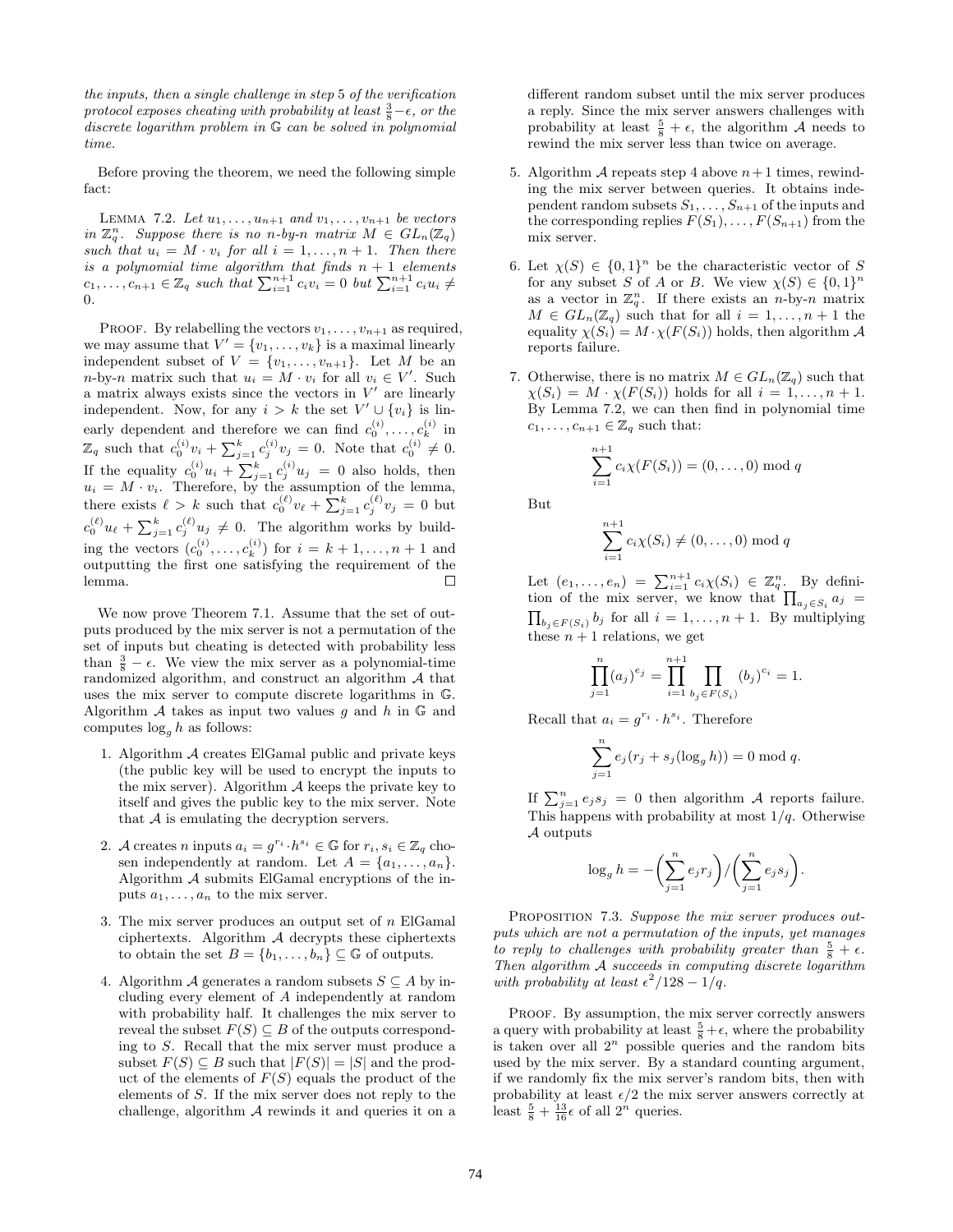*the inputs, then a single challenge in step 5 of the verification protocol exposes cheating with probability at least $\frac{3}{8}-\epsilon$, or the discrete logarithm problem in $\mathbb{G}$ can be solved in polynomial time.*

Before proving the theorem, we need the following simple fact:

LEMMA 7.2. *Let $u_1,\ldots,u_{n+1}$ and $v_1,\ldots,v_{n+1}$ be vectors in $\mathbb{Z}_q^n$. Suppose there is no n-by-n matrix $M \in GL_n(\mathbb{Z}_q)$ such that $u_i = M \cdot v_i$ for all $i = 1,\ldots,n+1$. Then there is a polynomial time algorithm that finds $n+1$ elements $c_1,\ldots,c_{n+1} \in \mathbb{Z}_q$ such that $\sum_{i=1}^{n+1} c_i v_i = 0$ but $\sum_{i=1}^{n+1} c_i u_i \neq 0$.*

PROOF. By relabelling the vectors $v_1,\ldots,v_{n+1}$ as required, we may assume that $V' = \{v_1,\ldots,v_k\}$ is a maximal linearly independent subset of $V = \{v_1,\ldots,v_{n+1}\}$. Let $M$ be an $n$-by-$n$ matrix such that $u_i = M \cdot v_i$ for all $v_i \in V'$. Such a matrix always exists since the vectors in $V'$ are linearly independent. Now, for any $i > k$ the set $V' \cup \{v_i\}$ is linearly dependent and therefore we can find $c_0^{(i)},\ldots,c_k^{(i)}$ in $\mathbb{Z}_q$ such that $c_0^{(i)} v_i + \sum_{j=1}^{k} c_j^{(i)} v_j = 0$. Note that $c_0^{(i)} \neq 0$. If the equality $c_0^{(i)} u_i + \sum_{j=1}^{k} c_j^{(i)} u_j = 0$ also holds, then $u_i = M \cdot v_i$. Therefore, by the assumption of the lemma, there exists $\ell > k$ such that $c_0^{(\ell)} v_\ell + \sum_{j=1}^{k} c_j^{(\ell)} v_j = 0$ but $c_0^{(\ell)} u_\ell + \sum_{j=1}^{k} c_j^{(\ell)} u_j \neq 0$. The algorithm works by building the vectors $(c_0^{(i)},\ldots,c_k^{(i)})$ for $i = k+1,\ldots,n+1$ and outputting the first one satisfying the requirement of the lemma. □

We now prove Theorem 7.1. Assume that the set of outputs produced by the mix server is not a permutation of the set of inputs but cheating is detected with probability less than $\frac{3}{8}-\epsilon$. We view the mix server as a polynomial-time randomized algorithm, and construct an algorithm $\mathcal{A}$ that uses the mix server to compute discrete logarithms in $\mathbb{G}$. Algorithm $\mathcal{A}$ takes as input two values $g$ and $h$ in $\mathbb{G}$ and computes $\log_g h$ as follows:

1. Algorithm $\mathcal{A}$ creates ElGamal public and private keys (the public key will be used to encrypt the inputs to the mix server). Algorithm $\mathcal{A}$ keeps the private key to itself and gives the public key to the mix server. Note that $\mathcal{A}$ is emulating the decryption servers.
2. $\mathcal{A}$ creates $n$ inputs $a_i = g^{r_i} \cdot h^{s_i} \in \mathbb{G}$ for $r_i, s_i \in \mathbb{Z}_q$ chosen independently at random. Let $A = \{a_1,\ldots,a_n\}$. Algorithm $\mathcal{A}$ submits ElGamal encryptions of the inputs $a_1,\ldots,a_n$ to the mix server.
3. The mix server produces an output set of $n$ ElGamal ciphertexts. Algorithm $\mathcal{A}$ decrypts these ciphertexts to obtain the set $B = \{b_1,\ldots,b_n\} \subseteq \mathbb{G}$ of outputs.
4. Algorithm $\mathcal{A}$ generates a random subsets $S \subseteq A$ by including every element of $A$ independently at random with probability half. It challenges the mix server to reveal the subset $F(S) \subseteq B$ of the outputs corresponding to $S$. Recall that the mix server must produce a subset $F(S) \subseteq B$ such that $|F(S)| = |S|$ and the product of the elements of $F(S)$ equals the product of the elements of $S$. If the mix server does not reply to the challenge, algorithm $\mathcal{A}$ rewinds it and queries it on a different random subset until the mix server produces a reply. Since the mix server answers challenges with probability at least $\frac{5}{8}+\epsilon$, the algorithm $\mathcal{A}$ needs to rewind the mix server less than twice on average.
5. Algorithm $\mathcal{A}$ repeats step 4 above $n+1$ times, rewinding the mix server between queries. It obtains independent random subsets $S_1,\ldots,S_{n+1}$ of the inputs and the corresponding replies $F(S_1),\ldots,F(S_{n+1})$ from the mix server.
6. Let $\chi(S) \in \{0,1\}^n$ be the characteristic vector of $S$ for any subset $S$ of $A$ or $B$. We view $\chi(S) \in \{0,1\}^n$ as a vector in $\mathbb{Z}_q^n$. If there exists an $n$-by-$n$ matrix $M \in GL_n(\mathbb{Z}_q)$ such that for all $i = 1,\ldots,n+1$ the equality $\chi(S_i) = M \cdot \chi(F(S_i))$ holds, then algorithm $\mathcal{A}$ reports failure.
7. Otherwise, there is no matrix $M \in GL_n(\mathbb{Z}_q)$ such that $\chi(S_i) = M \cdot \chi(F(S_i))$ holds for all $i = 1,\ldots,n+1$. By Lemma 7.2, we can then find in polynomial time $c_1,\ldots,c_{n+1} \in \mathbb{Z}_q$ such that:

$$\sum_{i=1}^{n+1} c_i \chi(F(S_i)) = (0,\ldots,0) \bmod q$$

But

$$\sum_{i=1}^{n+1} c_i \chi(S_i) \neq (0,\ldots,0) \bmod q$$

Let $(e_1,\ldots,e_n) = \sum_{i=1}^{n+1} c_i \chi(S_i) \in \mathbb{Z}_q^n$. By definition of the mix server, we know that $\prod_{a_j \in S_i} a_j = \prod_{b_j \in F(S_i)} b_j$ for all $i = 1,\ldots,n+1$. By multiplying these $n+1$ relations, we get

$$\prod_{j=1}^{n} (a_j)^{e_j} = \prod_{i=1}^{n+1} \prod_{b_j \in F(S_i)} (b_j)^{c_i} = 1.$$

Recall that $a_i = g^{r_i} \cdot h^{s_i}$. Therefore

$$\sum_{j=1}^{n} e_j (r_j + s_j(\log_g h)) = 0 \bmod q.$$

If $\sum_{j=1}^{n} e_j s_j = 0$ then algorithm $\mathcal{A}$ reports failure. This happens with probability at most $1/q$. Otherwise $\mathcal{A}$ outputs

$$\log_g h = -\Big(\sum_{j=1}^{n} e_j r_j\Big) / \Big(\sum_{j=1}^{n} e_j s_j\Big).$$

PROPOSITION 7.3. *Suppose the mix server produces outputs which are not a permutation of the inputs, yet manages to reply to challenges with probability greater than $\frac{5}{8}+\epsilon$. Then algorithm $\mathcal{A}$ succeeds in computing discrete logarithm with probability at least $\epsilon^2/128 - 1/q$.*

PROOF. By assumption, the mix server correctly answers a query with probability at least $\frac{5}{8}+\epsilon$, where the probability is taken over all $2^n$ possible queries and the random bits used by the mix server. By a standard counting argument, if we randomly fix the mix server's random bits, then with probability at least $\epsilon/2$ the mix server answers correctly at least $\frac{5}{8}+\frac{13}{16}\epsilon$ of all $2^n$ queries.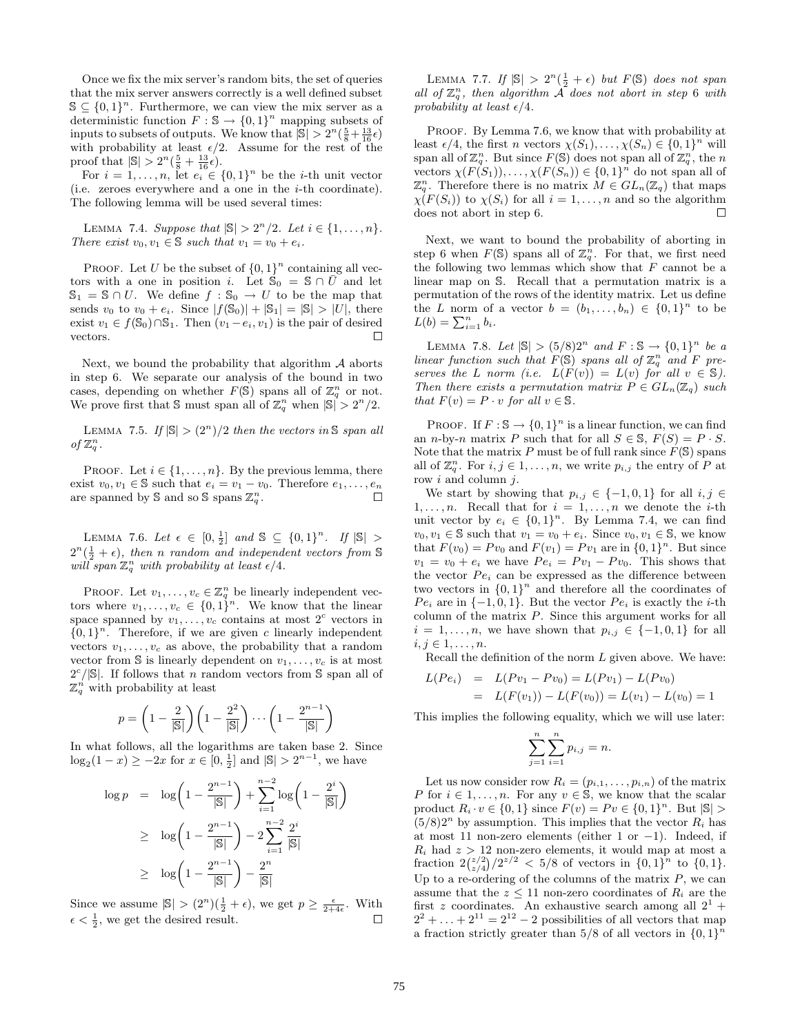Once we fix the mix server's random bits, the set of queries that the mix server answers correctly is a well defined subset $\mathbb{S} \subseteq \{0,1\}^n$. Furthermore, we can view the mix server as a deterministic function $F : \mathbb{S} \to \{0,1\}^n$ mapping subsets of inputs to subsets of outputs. We know that $|\mathbb{S}| > 2^n(\frac{5}{8} + \frac{13}{16}\epsilon)$ with probability at least $\epsilon/2$. Assume for the rest of the proof that $|\mathbb{S}| > 2^n(\frac{5}{8} + \frac{13}{16}\epsilon)$.

For $i = 1, \ldots, n$, let $e_i \in \{0,1\}^n$ be the $i$-th unit vector (i.e. zeroes everywhere and a one in the $i$-th coordinate). The following lemma will be used several times:

Lemma 7.4. *Suppose that $|\mathbb{S}| > 2^n/2$. Let $i \in \{1, \ldots, n\}$. There exist $v_0, v_1 \in \mathbb{S}$ such that $v_1 = v_0 + e_i$.*

Proof. Let $U$ be the subset of $\{0,1\}^n$ containing all vectors with a one in position $i$. Let $\mathbb{S}_0 = \mathbb{S} \cap \bar{U}$ and let $\mathbb{S}_1 = \mathbb{S} \cap U$. We define $f : \mathbb{S}_0 \to U$ to be the map that sends $v_0$ to $v_0 + e_i$. Since $|f(\mathbb{S}_0)| + |\mathbb{S}_1| = |\mathbb{S}| > |U|$, there exist $v_1 \in f(\mathbb{S}_0) \cap \mathbb{S}_1$. Then $(v_1 - e_i, v_1)$ is the pair of desired vectors. $\square$

Next, we bound the probability that algorithm $\mathcal{A}$ aborts in step 6. We separate our analysis of the bound in two cases, depending on whether $F(\mathbb{S})$ spans all of $\mathbb{Z}_q^n$ or not. We prove first that $\mathbb{S}$ must span all of $\mathbb{Z}_q^n$ when $|\mathbb{S}| > 2^n/2$.

Lemma 7.5. *If $|\mathbb{S}| > (2^n)/2$ then the vectors in $\mathbb{S}$ span all of $\mathbb{Z}_q^n$.*

Proof. Let $i \in \{1, \ldots, n\}$. By the previous lemma, there exist $v_0, v_1 \in \mathbb{S}$ such that $e_i = v_1 - v_0$. Therefore $e_1, \ldots, e_n$ are spanned by $\mathbb{S}$ and so $\mathbb{S}$ spans $\mathbb{Z}_q^n$. $\square$

Lemma 7.6. *Let $\epsilon \in [0, \frac{1}{2}]$ and $\mathbb{S} \subseteq \{0,1\}^n$. If $|\mathbb{S}| > 2^n(\frac{1}{2} + \epsilon)$, then $n$ random and independent vectors from $\mathbb{S}$ will span $\mathbb{Z}_q^n$ with probability at least $\epsilon/4$.*

Proof. Let $v_1, \ldots, v_c \in \mathbb{Z}_q^n$ be linearly independent vectors where $v_1, \ldots, v_c \in \{0,1\}^n$. We know that the linear space spanned by $v_1, \ldots, v_c$ contains at most $2^c$ vectors in $\{0,1\}^n$. Therefore, if we are given $c$ linearly independent vectors $v_1, \ldots, v_c$ as above, the probability that a random vector from $\mathbb{S}$ is linearly dependent on $v_1, \ldots, v_c$ is at most $2^c/|\mathbb{S}|$. If follows that $n$ random vectors from $\mathbb{S}$ span all of $\mathbb{Z}_q^n$ with probability at least

$$p = \left(1 - \frac{2}{|\mathbb{S}|}\right)\left(1 - \frac{2^2}{|\mathbb{S}|}\right) \cdots \left(1 - \frac{2^{n-1}}{|\mathbb{S}|}\right)$$

In what follows, all the logarithms are taken base 2. Since $\log_2(1 - x) \geq -2x$ for $x \in [0, \frac{1}{2}]$ and $|\mathbb{S}| > 2^{n-1}$, we have

$$\begin{aligned}
\log p &= \log\left(1 - \frac{2^{n-1}}{|\mathbb{S}|}\right) + \sum_{i=1}^{n-2} \log\left(1 - \frac{2^i}{|\mathbb{S}|}\right) \\
&\geq \log\left(1 - \frac{2^{n-1}}{|\mathbb{S}|}\right) - 2\sum_{i=1}^{n-2} \frac{2^i}{|\mathbb{S}|} \\
&\geq \log\left(1 - \frac{2^{n-1}}{|\mathbb{S}|}\right) - \frac{2^n}{|\mathbb{S}|}
\end{aligned}$$

Since we assume $|\mathbb{S}| > (2^n)(\frac{1}{2} + \epsilon)$, we get $p \geq \frac{\epsilon}{2+4\epsilon}$. With $\epsilon < \frac{1}{2}$, we get the desired result. $\square$

Lemma 7.7. *If $|\mathbb{S}| > 2^n(\frac{1}{2} + \epsilon)$ but $F(\mathbb{S})$ does not span all of $\mathbb{Z}_q^n$, then algorithm $\mathcal{A}$ does not abort in step 6 with probability at least $\epsilon/4$.*

Proof. By Lemma 7.6, we know that with probability at least $\epsilon/4$, the first $n$ vectors $\chi(S_1), \ldots, \chi(S_n) \in \{0,1\}^n$ will span all of $\mathbb{Z}_q^n$. But since $F(\mathbb{S})$ does not span all of $\mathbb{Z}_q^n$, the $n$ vectors $\chi(F(S_1)), \ldots, \chi(F(S_n)) \in \{0,1\}^n$ do not span all of $\mathbb{Z}_q^n$. Therefore there is no matrix $M \in GL_n(\mathbb{Z}_q)$ that maps $\chi(F(S_i))$ to $\chi(S_i)$ for all $i = 1, \ldots, n$ and so the algorithm does not abort in step 6. $\square$

Next, we want to bound the probability of aborting in step 6 when $F(\mathbb{S})$ spans all of $\mathbb{Z}_q^n$. For that, we first need the following two lemmas which show that $F$ cannot be a linear map on $\mathbb{S}$. Recall that a permutation matrix is a permutation of the rows of the identity matrix. Let us define the $L$ norm of a vector $b = (b_1, \ldots, b_n) \in \{0,1\}^n$ to be $L(b) = \sum_{i=1}^n b_i$.

Lemma 7.8. *Let $|\mathbb{S}| > (5/8)2^n$ and $F : \mathbb{S} \to \{0,1\}^n$ be a linear function such that $F(\mathbb{S})$ spans all of $\mathbb{Z}_q^n$ and $F$ preserves the $L$ norm (i.e. $L(F(v)) = L(v)$ for all $v \in \mathbb{S}$). Then there exists a permutation matrix $P \in GL_n(\mathbb{Z}_q)$ such that $F(v) = P \cdot v$ for all $v \in \mathbb{S}$.*

Proof. If $F : \mathbb{S} \to \{0,1\}^n$ is a linear function, we can find an $n$-by-$n$ matrix $P$ such that for all $S \in \mathbb{S}$, $F(S) = P \cdot S$. Note that the matrix $P$ must be of full rank since $F(\mathbb{S})$ spans all of $\mathbb{Z}_q^n$. For $i, j \in 1, \ldots, n$, we write $p_{i,j}$ the entry of $P$ at row $i$ and column $j$.

We start by showing that $p_{i,j} \in \{-1, 0, 1\}$ for all $i, j \in 1, \ldots, n$. Recall that for $i = 1, \ldots, n$ we denote the $i$-th unit vector by $e_i \in \{0,1\}^n$. By Lemma 7.4, we can find $v_0, v_1 \in \mathbb{S}$ such that $v_1 = v_0 + e_i$. Since $v_0, v_1 \in \mathbb{S}$, we know that $F(v_0) = Pv_0$ and $F(v_1) = Pv_1$ are in $\{0,1\}^n$. But since $v_1 = v_0 + e_i$ we have $Pe_i = Pv_1 - Pv_0$. This shows that the vector $Pe_i$ can be expressed as the difference between two vectors in $\{0,1\}^n$ and therefore all the coordinates of $Pe_i$ are in $\{-1, 0, 1\}$. But the vector $Pe_i$ is exactly the $i$-th column of the matrix $P$. Since this argument works for all $i = 1, \ldots, n$, we have shown that $p_{i,j} \in \{-1, 0, 1\}$ for all $i, j \in 1, \ldots, n$.

Recall the definition of the norm $L$ given above. We have:

$$\begin{aligned}
L(Pe_i) &= L(Pv_1 - Pv_0) = L(Pv_1) - L(Pv_0) \\
&= L(F(v_1)) - L(F(v_0)) = L(v_1) - L(v_0) = 1
\end{aligned}$$

This implies the following equality, which we will use later:

$$\sum_{j=1}^{n} \sum_{i=1}^{n} p_{i,j} = n.$$

Let us now consider row $R_i = (p_{i,1}, \ldots, p_{i,n})$ of the matrix $P$ for $i \in 1, \ldots, n$. For any $v \in \mathbb{S}$, we know that the scalar product $R_i \cdot v \in \{0,1\}$ since $F(v) = Pv \in \{0,1\}^n$. But $|\mathbb{S}| > (5/8)2^n$ by assumption. This implies that the vector $R_i$ has at most 11 non-zero elements (either 1 or $-1$). Indeed, if $R_i$ had $z > 12$ non-zero elements, it would map at most a fraction $2\binom{z/2}{z/4}/2^{z/2} < 5/8$ of vectors in $\{0,1\}^n$ to $\{0,1\}$. Up to a re-ordering of the columns of the matrix $P$, we can assume that the $z \leq 11$ non-zero coordinates of $R_i$ are the first $z$ coordinates. An exhaustive search among all $2^1 + 2^2 + \ldots + 2^{11} = 2^{12} - 2$ possibilities of all vectors that map a fraction strictly greater than $5/8$ of all vectors in $\{0,1\}^n$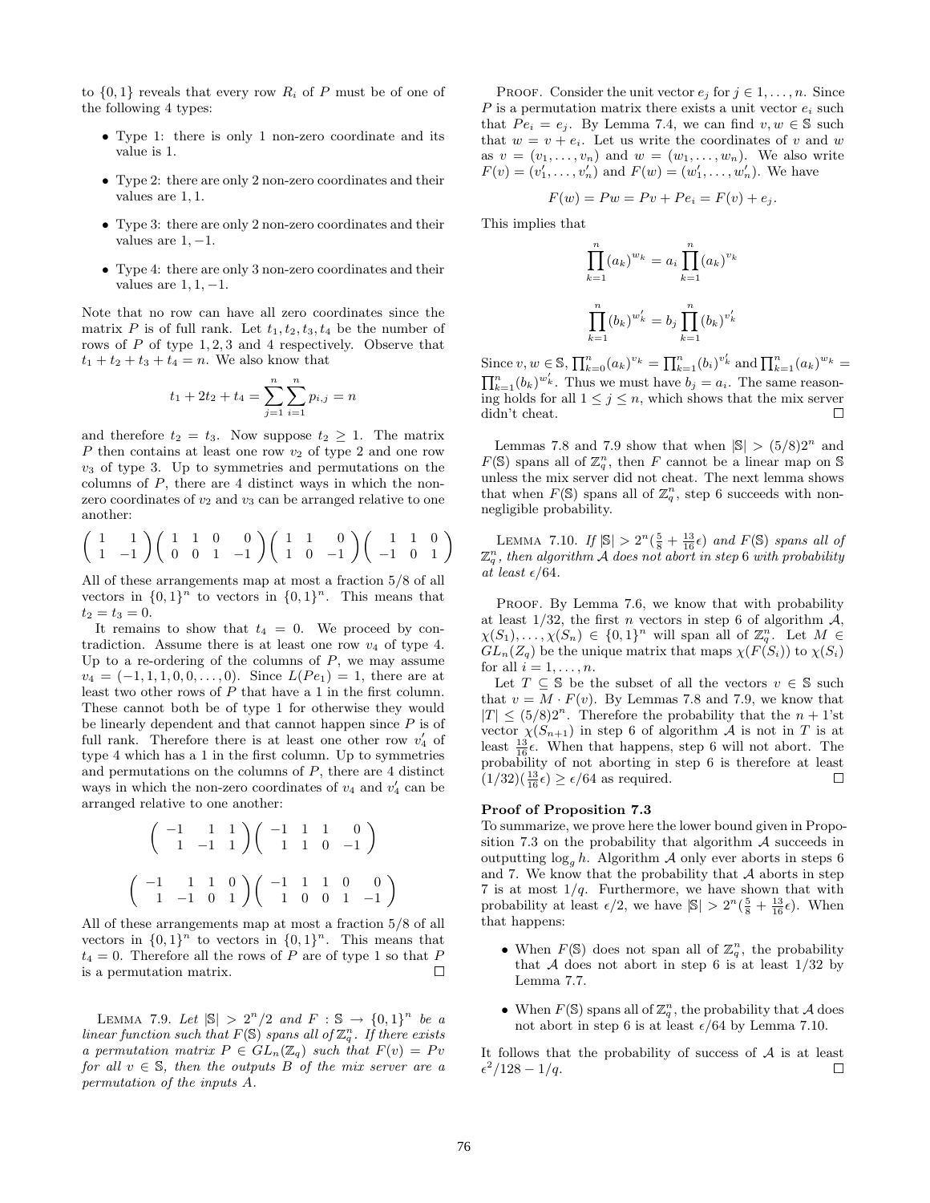to $\{0,1\}$ reveals that every row $R_i$ of $P$ must be of one of the following 4 types:

- Type 1: there is only 1 non-zero coordinate and its value is 1.
- Type 2: there are only 2 non-zero coordinates and their values are $1, 1$.
- Type 3: there are only 2 non-zero coordinates and their values are $1, -1$.
- Type 4: there are only 3 non-zero coordinates and their values are $1, 1, -1$.

Note that no row can have all zero coordinates since the matrix $P$ is of full rank. Let $t_1, t_2, t_3, t_4$ be the number of rows of $P$ of type $1, 2, 3$ and $4$ respectively. Observe that $t_1 + t_2 + t_3 + t_4 = n$. We also know that

$$t_1 + 2t_2 + t_4 = \sum_{j=1}^{n} \sum_{i=1}^{n} p_{i,j} = n$$

and therefore $t_2 = t_3$. Now suppose $t_2 \geq 1$. The matrix $P$ then contains at least one row $v_2$ of type 2 and one row $v_3$ of type 3. Up to symmetries and permutations on the columns of $P$, there are 4 distinct ways in which the non-zero coordinates of $v_2$ and $v_3$ can be arranged relative to one another:

$$\begin{pmatrix} 1 & 1 \\ 1 & -1 \end{pmatrix} \begin{pmatrix} 1 & 1 & 0 & 0 \\ 0 & 0 & 1 & -1 \end{pmatrix} \begin{pmatrix} 1 & 1 & 0 \\ 1 & 0 & -1 \end{pmatrix} \begin{pmatrix} 1 & 1 & 0 \\ -1 & 0 & 1 \end{pmatrix}$$

All of these arrangements map at most a fraction 5/8 of all vectors in $\{0,1\}^n$ to vectors in $\{0,1\}^n$. This means that $t_2 = t_3 = 0$.

It remains to show that $t_4 = 0$. We proceed by contradiction. Assume there is at least one row $v_4$ of type 4. Up to a re-ordering of the columns of $P$, we may assume $v_4 = (-1, 1, 1, 0, 0, \ldots, 0)$. Since $L(Pe_1) = 1$, there are at least two other rows of $P$ that have a 1 in the first column. These cannot both be of type 1 for otherwise they would be linearly dependent and that cannot happen since $P$ is of full rank. Therefore there is at least one other row $v_4'$ of type 4 which has a 1 in the first column. Up to symmetries and permutations on the columns of $P$, there are 4 distinct ways in which the non-zero coordinates of $v_4$ and $v_4'$ can be arranged relative to one another:

$$\begin{pmatrix} -1 & 1 & 1 \\ 1 & -1 & 1 \end{pmatrix} \begin{pmatrix} -1 & 1 & 1 & 0 \\ 1 & 1 & 0 & -1 \end{pmatrix}$$

$$\begin{pmatrix} -1 & 1 & 1 & 0 \\ 1 & -1 & 0 & 1 \end{pmatrix} \begin{pmatrix} -1 & 1 & 1 & 0 & 0 \\ 1 & 0 & 0 & 1 & -1 \end{pmatrix}$$

All of these arrangements map at most a fraction 5/8 of all vectors in $\{0,1\}^n$ to vectors in $\{0,1\}^n$. This means that $t_4 = 0$. Therefore all the rows of $P$ are of type 1 so that $P$ is a permutation matrix. $\square$

LEMMA 7.9. *Let $|\mathbb{S}| > 2^n/2$ and $F : \mathbb{S} \to \{0,1\}^n$ be a linear function such that $F(\mathbb{S})$ spans all of $\mathbb{Z}_q^n$. If there exists a permutation matrix $P \in GL_n(\mathbb{Z}_q)$ such that $F(v) = Pv$ for all $v \in \mathbb{S}$, then the outputs $B$ of the mix server are a permutation of the inputs $A$.*

PROOF. Consider the unit vector $e_j$ for $j \in 1, \ldots, n$. Since $P$ is a permutation matrix there exists a unit vector $e_i$ such that $Pe_i = e_j$. By Lemma 7.4, we can find $v, w \in \mathbb{S}$ such that $w = v + e_i$. Let us write the coordinates of $v$ and $w$ as $v = (v_1, \ldots, v_n)$ and $w = (w_1, \ldots, w_n)$. We also write $F(v) = (v_1', \ldots, v_n')$ and $F(w) = (w_1', \ldots, w_n')$. We have

$$F(w) = Pw = Pv + Pe_i = F(v) + e_j.$$

This implies that

$$\prod_{k=1}^{n} (a_k)^{w_k} = a_i \prod_{k=1}^{n} (a_k)^{v_k}$$

$$\prod_{k=1}^{n} (b_k)^{w_k'} = b_j \prod_{k=1}^{n} (b_k)^{v_k'}$$

Since $v, w \in \mathbb{S}$, $\prod_{k=0}^{n} (a_k)^{v_k} = \prod_{k=1}^{n} (b_i)^{v_k'}$ and $\prod_{k=1}^{n} (a_k)^{w_k} = \prod_{k=1}^{n} (b_k)^{w_k'}$. Thus we must have $b_j = a_i$. The same reasoning holds for all $1 \leq j \leq n$, which shows that the mix server didn't cheat. $\square$

Lemmas 7.8 and 7.9 show that when $|\mathbb{S}| > (5/8)2^n$ and $F(\mathbb{S})$ spans all of $\mathbb{Z}_q^n$, then $F$ cannot be a linear map on $\mathbb{S}$ unless the mix server did not cheat. The next lemma shows that when $F(\mathbb{S})$ spans all of $\mathbb{Z}_q^n$, step 6 succeeds with non-negligible probability.

LEMMA 7.10. *If $|\mathbb{S}| > 2^n(\frac{5}{8} + \frac{13}{16}\epsilon)$ and $F(\mathbb{S})$ spans all of $\mathbb{Z}_q^n$, then algorithm $\mathcal{A}$ does not abort in step 6 with probability at least $\epsilon/64$.*

PROOF. By Lemma 7.6, we know that with probability at least $1/32$, the first $n$ vectors in step 6 of algorithm $\mathcal{A}$, $\chi(S_1), \ldots, \chi(S_n) \in \{0,1\}^n$ will span all of $\mathbb{Z}_q^n$. Let $M \in GL_n(Z_q)$ be the unique matrix that maps $\chi(F(S_i))$ to $\chi(S_i)$ for all $i = 1, \ldots, n$.

Let $T \subseteq \mathbb{S}$ be the subset of all the vectors $v \in \mathbb{S}$ such that $v = M \cdot F(v)$. By Lemmas 7.8 and 7.9, we know that $|T| \leq (5/8)2^n$. Therefore the probability that the $n+1$'st vector $\chi(S_{n+1})$ in step 6 of algorithm $\mathcal{A}$ is not in $T$ is at least $\frac{13}{16}\epsilon$. When that happens, step 6 will not abort. The probability of not aborting in step 6 is therefore at least $(1/32)(\frac{13}{16}\epsilon) \geq \epsilon/64$ as required. $\square$

**Proof of Proposition 7.3**

To summarize, we prove here the lower bound given in Proposition 7.3 on the probability that algorithm $\mathcal{A}$ succeeds in outputting $\log_g h$. Algorithm $\mathcal{A}$ only ever aborts in steps 6 and 7. We know that the probability that $\mathcal{A}$ aborts in step 7 is at most $1/q$. Furthermore, we have shown that with probability at least $\epsilon/2$, we have $|\mathbb{S}| > 2^n(\frac{5}{8} + \frac{13}{16}\epsilon)$. When that happens:

- When $F(\mathbb{S})$ does not span all of $\mathbb{Z}_q^n$, the probability that $\mathcal{A}$ does not abort in step 6 is at least $1/32$ by Lemma 7.7.
- When $F(\mathbb{S})$ spans all of $\mathbb{Z}_q^n$, the probability that $\mathcal{A}$ does not abort in step 6 is at least $\epsilon/64$ by Lemma 7.10.

It follows that the probability of success of $\mathcal{A}$ is at least $\epsilon^2/128 - 1/q$. $\square$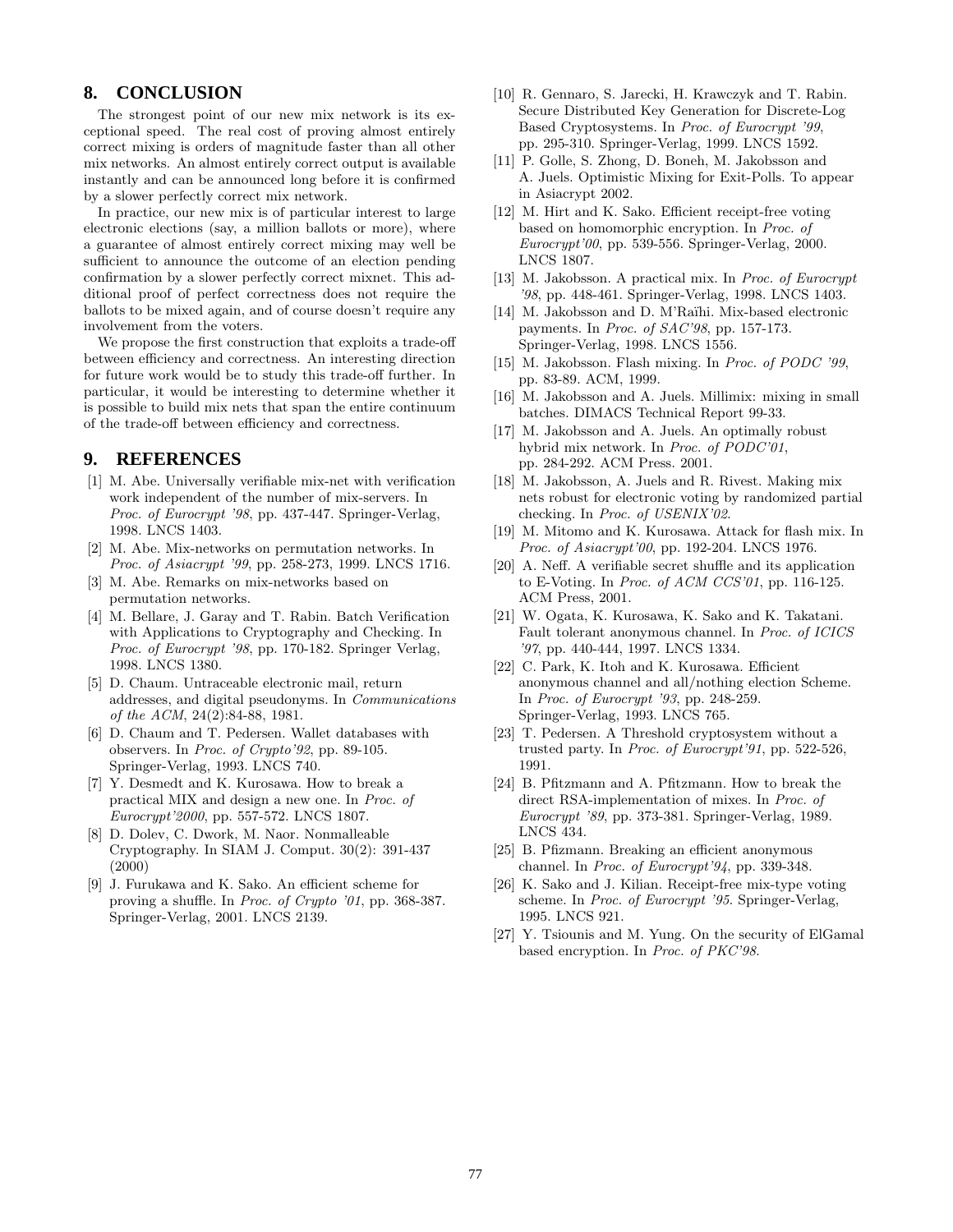## 8. CONCLUSION

The strongest point of our new mix network is its exceptional speed. The real cost of proving almost entirely correct mixing is orders of magnitude faster than all other mix networks. An almost entirely correct output is available instantly and can be announced long before it is confirmed by a slower perfectly correct mix network.

In practice, our new mix is of particular interest to large electronic elections (say, a million ballots or more), where a guarantee of almost entirely correct mixing may well be sufficient to announce the outcome of an election pending confirmation by a slower perfectly correct mixnet. This additional proof of perfect correctness does not require the ballots to be mixed again, and of course doesn't require any involvement from the voters.

We propose the first construction that exploits a trade-off between efficiency and correctness. An interesting direction for future work would be to study this trade-off further. In particular, it would be interesting to determine whether it is possible to build mix nets that span the entire continuum of the trade-off between efficiency and correctness.

## 9. REFERENCES

[1] M. Abe. Universally verifiable mix-net with verification work independent of the number of mix-servers. In *Proc. of Eurocrypt '98*, pp. 437-447. Springer-Verlag, 1998. LNCS 1403.

[2] M. Abe. Mix-networks on permutation networks. In *Proc. of Asiacrypt '99*, pp. 258-273, 1999. LNCS 1716.

[3] M. Abe. Remarks on mix-networks based on permutation networks.

[4] M. Bellare, J. Garay and T. Rabin. Batch Verification with Applications to Cryptography and Checking. In *Proc. of Eurocrypt '98*, pp. 170-182. Springer Verlag, 1998. LNCS 1380.

[5] D. Chaum. Untraceable electronic mail, return addresses, and digital pseudonyms. In *Communications of the ACM*, 24(2):84-88, 1981.

[6] D. Chaum and T. Pedersen. Wallet databases with observers. In *Proc. of Crypto'92*, pp. 89-105. Springer-Verlag, 1993. LNCS 740.

[7] Y. Desmedt and K. Kurosawa. How to break a practical MIX and design a new one. In *Proc. of Eurocrypt'2000*, pp. 557-572. LNCS 1807.

[8] D. Dolev, C. Dwork, M. Naor. Nonmalleable Cryptography. In SIAM J. Comput. 30(2): 391-437 (2000)

[9] J. Furukawa and K. Sako. An efficient scheme for proving a shuffle. In *Proc. of Crypto '01*, pp. 368-387. Springer-Verlag, 2001. LNCS 2139.

[10] R. Gennaro, S. Jarecki, H. Krawczyk and T. Rabin. Secure Distributed Key Generation for Discrete-Log Based Cryptosystems. In *Proc. of Eurocrypt '99*, pp. 295-310. Springer-Verlag, 1999. LNCS 1592.

[11] P. Golle, S. Zhong, D. Boneh, M. Jakobsson and A. Juels. Optimistic Mixing for Exit-Polls. To appear in Asiacrypt 2002.

[12] M. Hirt and K. Sako. Efficient receipt-free voting based on homomorphic encryption. In *Proc. of Eurocrypt'00*, pp. 539-556. Springer-Verlag, 2000. LNCS 1807.

[13] M. Jakobsson. A practical mix. In *Proc. of Eurocrypt '98*, pp. 448-461. Springer-Verlag, 1998. LNCS 1403.

[14] M. Jakobsson and D. M'Raïhi. Mix-based electronic payments. In *Proc. of SAC'98*, pp. 157-173. Springer-Verlag, 1998. LNCS 1556.

[15] M. Jakobsson. Flash mixing. In *Proc. of PODC '99*, pp. 83-89. ACM, 1999.

[16] M. Jakobsson and A. Juels. Millimix: mixing in small batches. DIMACS Technical Report 99-33.

[17] M. Jakobsson and A. Juels. An optimally robust hybrid mix network. In *Proc. of PODC'01*, pp. 284-292. ACM Press. 2001.

[18] M. Jakobsson, A. Juels and R. Rivest. Making mix nets robust for electronic voting by randomized partial checking. In *Proc. of USENIX'02*.

[19] M. Mitomo and K. Kurosawa. Attack for flash mix. In *Proc. of Asiacrypt'00*, pp. 192-204. LNCS 1976.

[20] A. Neff. A verifiable secret shuffle and its application to E-Voting. In *Proc. of ACM CCS'01*, pp. 116-125. ACM Press, 2001.

[21] W. Ogata, K. Kurosawa, K. Sako and K. Takatani. Fault tolerant anonymous channel. In *Proc. of ICICS '97*, pp. 440-444, 1997. LNCS 1334.

[22] C. Park, K. Itoh and K. Kurosawa. Efficient anonymous channel and all/nothing election Scheme. In *Proc. of Eurocrypt '93*, pp. 248-259. Springer-Verlag, 1993. LNCS 765.

[23] T. Pedersen. A Threshold cryptosystem without a trusted party. In *Proc. of Eurocrypt'91*, pp. 522-526, 1991.

[24] B. Pfitzmann and A. Pfitzmann. How to break the direct RSA-implementation of mixes. In *Proc. of Eurocrypt '89*, pp. 373-381. Springer-Verlag, 1989. LNCS 434.

[25] B. Pfizmann. Breaking an efficient anonymous channel. In *Proc. of Eurocrypt'94*, pp. 339-348.

[26] K. Sako and J. Kilian. Receipt-free mix-type voting scheme. In *Proc. of Eurocrypt '95*. Springer-Verlag, 1995. LNCS 921.

[27] Y. Tsiounis and M. Yung. On the security of ElGamal based encryption. In *Proc. of PKC'98*.